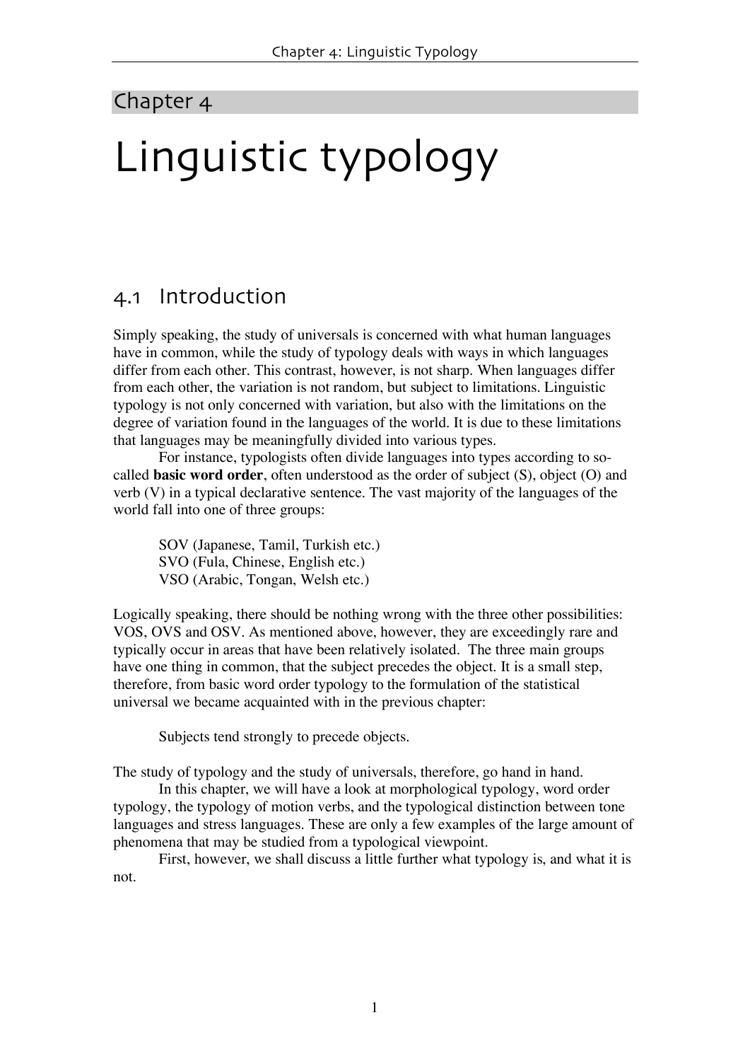Chapter 4

# Linguistic typology

## 4.1 Introduction

Simply speaking, the study of universals is concerned with what human languages have in common, while the study of typology deals with ways in which languages differ from each other. This contrast, however, is not sharp. When languages differ from each other, the variation is not random, but subject to limitations. Linguistic typology is not only concerned with variation, but also with the limitations on the degree of variation found in the languages of the world. It is due to these limitations that languages may be meaningfully divided into various types.

For instance, typologists often divide languages into types according to so-called **basic word order**, often understood as the order of subject (S), object (O) and verb (V) in a typical declarative sentence. The vast majority of the languages of the world fall into one of three groups:

> SOV (Japanese, Tamil, Turkish etc.)
> SVO (Fula, Chinese, English etc.)
> VSO (Arabic, Tongan, Welsh etc.)

Logically speaking, there should be nothing wrong with the three other possibilities: VOS, OVS and OSV. As mentioned above, however, they are exceedingly rare and typically occur in areas that have been relatively isolated. The three main groups have one thing in common, that the subject precedes the object. It is a small step, therefore, from basic word order typology to the formulation of the statistical universal we became acquainted with in the previous chapter:

> Subjects tend strongly to precede objects.

The study of typology and the study of universals, therefore, go hand in hand.

In this chapter, we will have a look at morphological typology, word order typology, the typology of motion verbs, and the typological distinction between tone languages and stress languages. These are only a few examples of the large amount of phenomena that may be studied from a typological viewpoint.

First, however, we shall discuss a little further what typology is, and what it is not.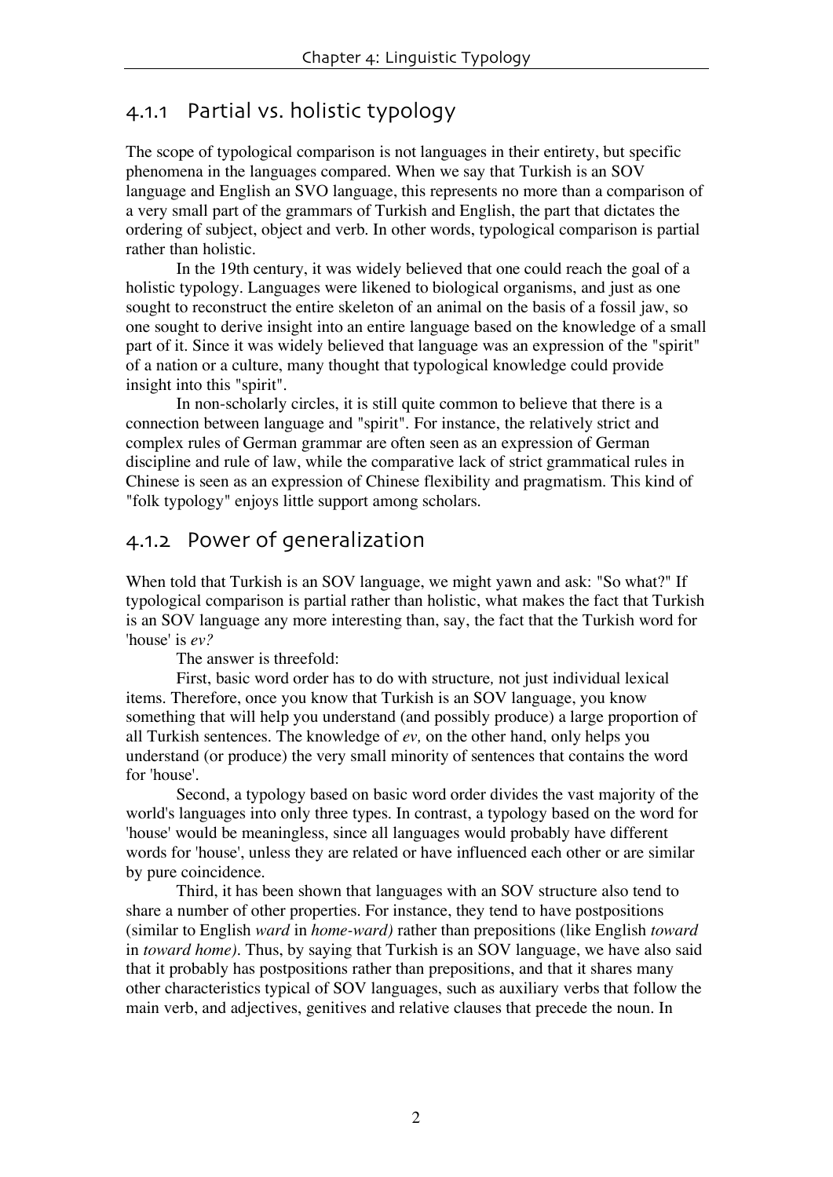## 4.1.1 Partial vs. holistic typology

The scope of typological comparison is not languages in their entirety, but specific phenomena in the languages compared. When we say that Turkish is an SOV language and English an SVO language, this represents no more than a comparison of a very small part of the grammars of Turkish and English, the part that dictates the ordering of subject, object and verb. In other words, typological comparison is partial rather than holistic.

In the 19th century, it was widely believed that one could reach the goal of a holistic typology. Languages were likened to biological organisms, and just as one sought to reconstruct the entire skeleton of an animal on the basis of a fossil jaw, so one sought to derive insight into an entire language based on the knowledge of a small part of it. Since it was widely believed that language was an expression of the "spirit" of a nation or a culture, many thought that typological knowledge could provide insight into this "spirit".

In non-scholarly circles, it is still quite common to believe that there is a connection between language grammar and "spirit". For instance, the relatively strict and complex rules of German grammar are often seen as an expression of German discipline and rule of law, while the comparative lack of strict grammatical rules in Chinese is seen as an expression of Chinese flexibility and pragmatism. This kind of "folk typology" enjoys little support among scholars.

## 4.1.2 Power of generalization

When told that Turkish is an SOV language, we might yawn and ask: "So what?" If typological comparison is partial rather than holistic, what makes the fact that Turkish is an SOV language any more interesting than, say, the fact that the Turkish word for 'house' is *ev?*

The answer is threefold:

First, basic word order has to do with structure, not just individual lexical items. Therefore, once you know that Turkish is an SOV language, you know something that will help you understand (and possibly produce) a large proportion of all Turkish sentences. The knowledge of *ev,* on the other hand, only helps you understand (or produce) the very small minority of sentences that contains the word for 'house'.

Second, a typology based on basic word order divides the vast majority of the world's languages into only three types. In contrast, a typology based on the word for 'house' would be meaningless, since all languages would probably have different words for 'house', unless they are related or have influenced each other or are similar by pure coincidence.

Third, it has been shown that languages with an SOV structure also tend to share a number of other properties. For instance, they tend to have postpositions (similar to English *ward* in *home-ward)* rather than prepositions (like English *toward* in *toward home)*. Thus, by saying that Turkish is an SOV language, we have also said that it probably has postpositions rather than prepositions, and that it shares many other characteristics typical of SOV languages, such as auxiliary verbs that follow the main verb, and adjectives, genitives and relative clauses that precede the noun. In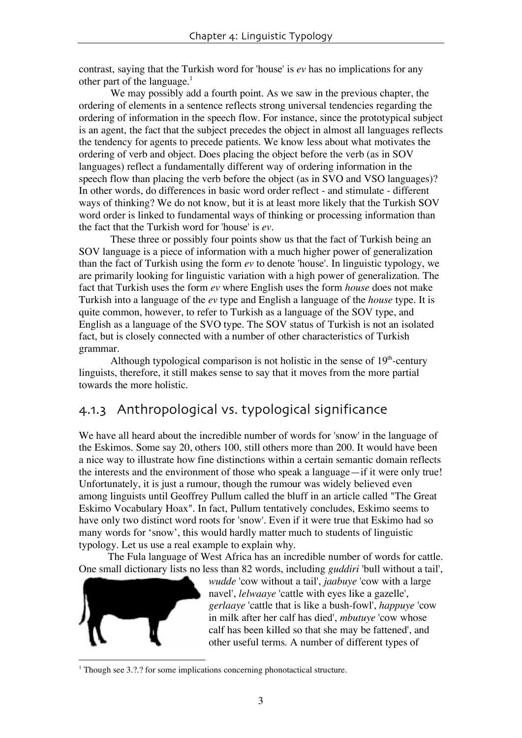contrast, saying that the Turkish word for 'house' is *ev* has no implications for any other part of the language.[1]

We may possibly add a fourth point. As we saw in the previous chapter, the ordering of elements in a sentence reflects strong universal tendencies regarding the ordering of information in the speech flow. For instance, since the prototypical subject is an agent, the fact that the subject precedes the object in almost all languages reflects the tendency for agents to precede patients. We know less about what motivates the ordering of verb and object. Does placing the object before the verb (as in SOV languages) reflect a fundamentally different way of ordering information in the speech flow than placing the verb before the object (as in SVO and VSO languages)? In other words, do differences in basic word order reflect - and stimulate - different ways of thinking? We do not know, but it is at least more likely that the Turkish SOV word order is linked to fundamental ways of thinking or processing information than the fact that the Turkish word for 'house' is *ev*.

These three or possibly four points show us that the fact of Turkish being an SOV language is a piece of information with a much higher power of generalization than the fact of Turkish using the form *ev* to denote 'house'. In linguistic typology, we are primarily looking for linguistic variation with a high power of generalization. The fact that Turkish uses the form *ev* where English uses the form *house* does not make Turkish into a language of the *ev* type and English a language of the *house* type. It is quite common, however, to refer to Turkish as a language of the SOV type, and English as a language of the SVO type. The SOV status of Turkish is not an isolated fact, but is closely connected with a number of other characteristics of Turkish grammar.

Although typological comparison is not holistic in the sense of 19th-century linguists, therefore, it still makes sense to say that it moves from the more partial towards the more holistic.

## 4.1.3 Anthropological vs. typological significance

We have all heard about the incredible number of words for 'snow' in the language of the Eskimos. Some say 20, others 100, still others more than 200. It would have been a nice way to illustrate how fine distinctions within a certain semantic domain reflects the interests and the environment of those who speak a language—if it were only true! Unfortunately, it is just a rumour, though the rumour was widely believed even among linguists until Geoffrey Pullum called the bluff in an article called "The Great Eskimo Vocabulary Hoax". In fact, Pullum tentatively concludes, Eskimo seems to have only two distinct word roots for 'snow'. Even if it were true that Eskimo had so many words for 'snow', this would hardly matter much to students of linguistic typology. Let us use a real example to explain why.

The Fula language of West Africa has an incredible number of words for cattle. One small dictionary lists no less than 82 words, including *guddiri* 'bull without a tail', *wudde* 'cow without a tail', *jaabuye* 'cow with a large navel', *lelwaaye* 'cattle with eyes like a gazelle', *gerlaaye* 'cattle that is like a bush-fowl', *happuye* 'cow in milk after her calf has died', *mbutuye* 'cow whose calf has been killed so that she may be fattened', and other useful terms. A number of different types of

[1] Though see 3.?.? for some implications concerning phonotactical structure.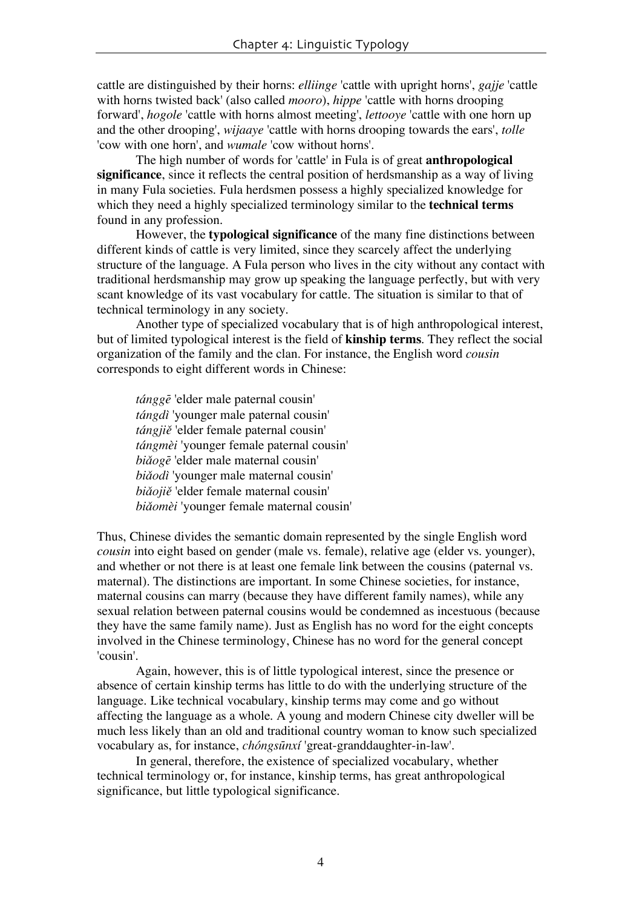cattle are distinguished by their horns: *elliinge* 'cattle with upright horns', *gajje* 'cattle with horns twisted back' (also called *mooro*), *hippe* 'cattle with horns drooping forward', *hogole* 'cattle with horns almost meeting', *lettooye* 'cattle with one horn up and the other drooping', *wijaaye* 'cattle with horns drooping towards the ears', *tolle* 'cow with one horn', and *wumale* 'cow without horns'.

The high number of words for 'cattle' in Fula is of great **anthropological significance**, since it reflects the central position of herdsmanship as a way of living in many Fula societies. Fula herdsmen possess a highly specialized knowledge for which they need a highly specialized terminology similar to the **technical terms** found in any profession.

However, the **typological significance** of the many fine distinctions between different kinds of cattle is very limited, since they scarcely affect the underlying structure of the language. A Fula person who lives in the city without any contact with traditional herdsmanship may grow up speaking the language perfectly, but with very scant knowledge of its vast vocabulary for cattle. The situation is similar to that of technical terminology in any society.

Another type of specialized vocabulary that is of high anthropological interest, but of limited typological interest is the field of **kinship terms**. They reflect the social organization of the family and the clan. For instance, the English word *cousin* corresponds to eight different words in Chinese:

> *tánggē* 'elder male paternal cousin'
> *tángdì* 'younger male paternal cousin'
> *tángjiě* 'elder female paternal cousin'
> *tángmèi* 'younger female paternal cousin'
> *biǎogē* 'elder male maternal cousin'
> *biǎodì* 'younger male maternal cousin'
> *biǎojiě* 'elder female maternal cousin'
> *biǎomèi* 'younger female maternal cousin'

Thus, Chinese divides the semantic domain represented by the single English word *cousin* into eight based on gender (male vs. female), relative age (elder vs. younger), and whether or not there is at least one female link between the cousins (paternal vs. maternal). The distinctions are important. In some Chinese societies, for instance, maternal cousins can marry (because they have different family names), while any sexual relation between paternal cousins would be condemned as incestuous (because they have the same family name). Just as English has no word for the eight concepts involved in the Chinese terminology, Chinese has no word for the general concept 'cousin'.

Again, however, this is of little typological interest, since the presence or absence of certain kinship terms has little to do with the underlying structure of the language. Like technical vocabulary, kinship terms may come and go without affecting the language as a whole. A young and modern Chinese city dweller will be much less likely than an old and traditional country woman to know such specialized vocabulary as, for instance, *chóngsūnxí* 'great-granddaughter-in-law'.

In general, therefore, the existence of specialized vocabulary, whether technical terminology or, for instance, kinship terms, has great anthropological significance, but little typological significance.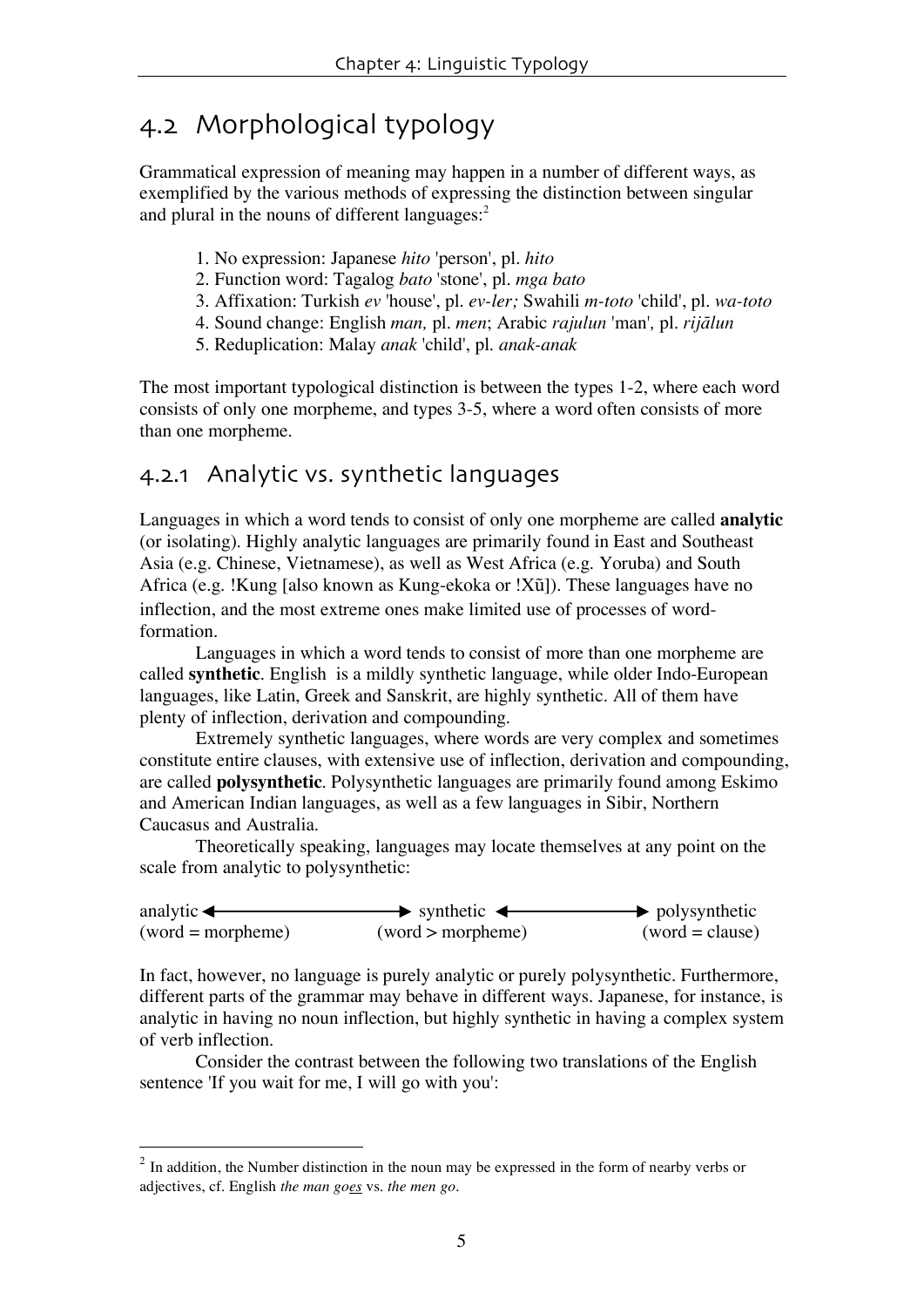## 4.2 Morphological typology

Grammatical expression of meaning may happen in a number of different ways, as exemplified by the various methods of expressing the distinction between singular and plural in the nouns of different languages:[2]

1. No expression: Japanese *hito* 'person', pl. *hito*
2. Function word: Tagalog *bato* 'stone', pl. *mga bato*
3. Affixation: Turkish *ev* 'house', pl. *ev-ler;* Swahili *m-toto* 'child', pl. *wa-toto*
4. Sound change: English *man,* pl. *men*; Arabic *rajulun* 'man', pl. *rijālun*
5. Reduplication: Malay *anak* 'child', pl. *anak-anak*

The most important typological distinction is between the types 1-2, where each word consists of only one morpheme, and types 3-5, where a word often consists of more than one morpheme.

### 4.2.1 Analytic vs. synthetic languages

Languages in which a word tends to consist of only one morpheme are called **analytic** (or isolating). Highly analytic languages are primarily found in East and Southeast Asia (e.g. Chinese, Vietnamese), as well as West Africa (e.g. Yoruba) and South Africa (e.g. !Kung [also known as Kung-ekoka or !Xũ]). These languages have no inflection, and the most extreme ones make limited use of processes of word-formation.

Languages in which a word tends to consist of more than one morpheme are called **synthetic**. English is a mildly synthetic language, while older Indo-European languages, like Latin, Greek and Sanskrit, are highly synthetic. All of them have plenty of inflection, derivation and compounding.

Extremely synthetic languages, where words are very complex and sometimes constitute entire clauses, with extensive use of inflection, derivation and compounding, are called **polysynthetic**. Polysynthetic languages are primarily found among Eskimo and American Indian languages, as well as a few languages in Sibir, Northern Caucasus and Australia.

Theoretically speaking, languages may locate themselves at any point on the scale from analytic to polysynthetic:

| analytic ◄———► | synthetic ◄———► | polysynthetic |
|---|---|---|
| (word = morpheme) | (word > morpheme) | (word = clause) |

In fact, however, no language is purely analytic or purely polysynthetic. Furthermore, different parts of the grammar may behave in different ways. Japanese, for instance, is analytic in having no noun inflection, but highly synthetic in having a complex system of verb inflection.

Consider the contrast between the following two translations of the English sentence 'If you wait for me, I will go with you':

---

[2] In addition, the Number distinction in the noun may be expressed in the form of nearby verbs or adjectives, cf. English *the man goes* vs. *the men go*.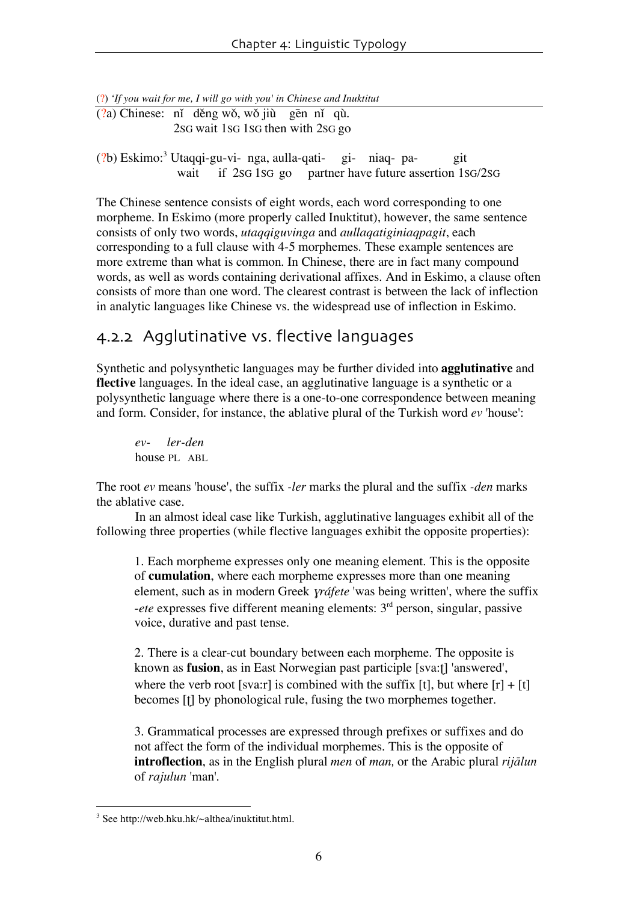(?) *'If you wait for me, I will go with you' in Chinese and Inuktitut*

(?a) Chinese: nǐ děng wǒ, wǒ jiù gēn nǐ qù.
2SG wait 1SG 1SG then with 2SG go

(?b) Eskimo:[3] Utaqqi-gu-vi- nga, aulla-qati- gi- niaq- pa- git
wait if 2SG 1SG go partner have future assertion 1SG/2SG

The Chinese sentence consists of eight words, each word corresponding to one morpheme. In Eskimo (more properly called Inuktitut), however, the same sentence consists of only two words, *utaqqiguvinga* and *aullaqatiginiaqpagit*, each corresponding to a full clause with 4-5 morphemes. These example sentences are more extreme than what is common. In Chinese, there are in fact many compound words, as well as words containing derivational affixes. And in Eskimo, a clause often consists of more than one word. The clearest contrast is between the lack of inflection in analytic languages like Chinese vs. the widespread use of inflection in Eskimo.

## 4.2.2 Agglutinative vs. flective languages

Synthetic and polysynthetic languages may be further divided into **agglutinative** and **flective** languages. In the ideal case, an agglutinative language is a synthetic or a polysynthetic language where there is a one-to-one correspondence between meaning and form. Consider, for instance, the ablative plural of the Turkish word *ev* 'house':

> *ev- ler-den*
> house PL ABL

The root *ev* means 'house', the suffix *-ler* marks the plural and the suffix *-den* marks the ablative case.

In an almost ideal case like Turkish, agglutinative languages exhibit all of the following three properties (while flective languages exhibit the opposite properties):

1. Each morpheme expresses only one meaning element. This is the opposite of **cumulation**, where each morpheme expresses more than one meaning element, such as in modern Greek *ɣráfete* 'was being written', where the suffix *-ete* expresses five different meaning elements: 3rd person, singular, passive voice, durative and past tense.

2. There is a clear-cut boundary between each morpheme. The opposite is known as **fusion**, as in East Norwegian past participle [sva:ʈ] 'answered', where the verb root [sva:r] is combined with the suffix [t], but where [r] + [t] becomes [ʈ] by phonological rule, fusing the two morphemes together.

3. Grammatical processes are expressed through prefixes or suffixes and do not affect the form of the individual morphemes. This is the opposite of **introflection**, as in the English plural *men* of *man,* or the Arabic plural *rijālun* of *rajulun* 'man'.

---

[3] See http://web.hku.hk/~althea/inuktitut.html.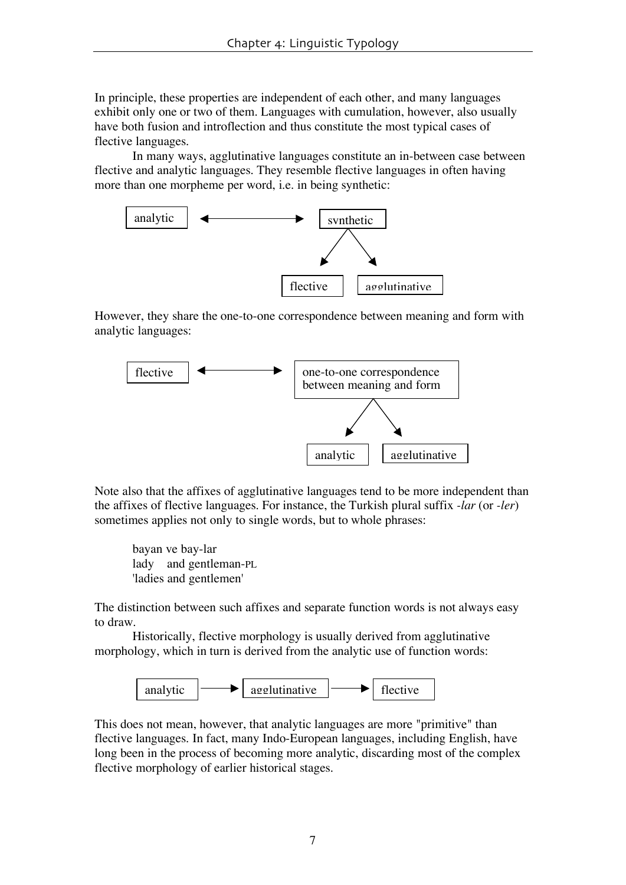In principle, these properties are independent of each other, and many languages exhibit only one or two of them. Languages with cumulation, however, also usually have both fusion and introflection and thus constitute the most typical cases of flective languages.

In many ways, agglutinative languages constitute an in-between case between flective and analytic languages. They resemble flective languages in often having more than one morpheme per word, i.e. in being synthetic:

analytic ⟷ synthetic

synthetic → flective, agglutinative

However, they share the one-to-one correspondence between meaning and form with analytic languages:

flective ⟷ one-to-one correspondence between meaning and form

one-to-one correspondence between meaning and form → analytic, agglutinative

Note also that the affixes of agglutinative languages tend to be more independent than the affixes of flective languages. For instance, the Turkish plural suffix *-lar* (or *-ler*) sometimes applies not only to single words, but to whole phrases:

> bayan ve bay-lar
> lady and gentleman-PL
> 'ladies and gentlemen'

The distinction between such affixes and separate function words is not always easy to draw.

Historically, flective morphology is usually derived from agglutinative morphology, which in turn is derived from the analytic use of function words:

analytic → agglutinative → flective

This does not mean, however, that analytic languages are more "primitive" than flective languages. In fact, many Indo-European languages, including English, have long been in the process of becoming more analytic, discarding most of the complex flective morphology of earlier historical stages.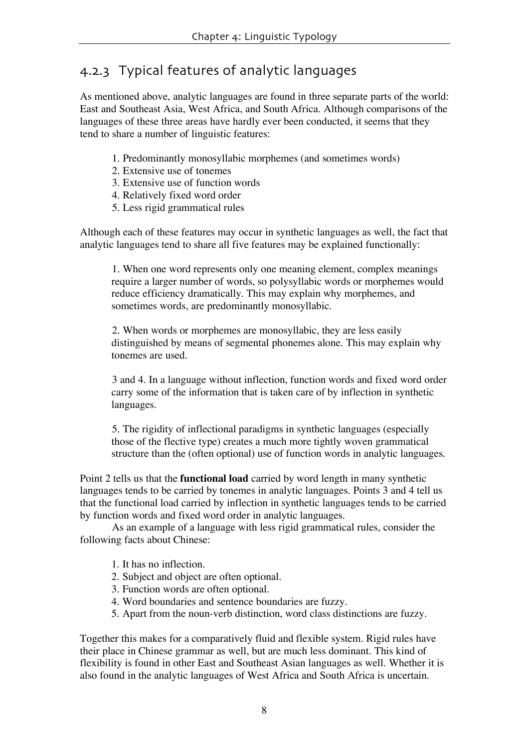### 4.2.3 Typical features of analytic languages

As mentioned above, analytic languages are found in three separate parts of the world: East and Southeast Asia, West Africa, and South Africa. Although comparisons of the languages of these three areas have hardly ever been conducted, it seems that they tend to share a number of linguistic features:

1. Predominantly monosyllabic morphemes (and sometimes words)
2. Extensive use of tonemes
3. Extensive use of function words
4. Relatively fixed word order
5. Less rigid grammatical rules

Although each of these features may occur in synthetic languages as well, the fact that analytic languages tend to share all five features may be explained functionally:

> 1. When one word represents only one meaning element, complex meanings require a larger number of words, so polysyllabic words or morphemes would reduce efficiency dramatically. This may explain why morphemes, and sometimes words, are predominantly monosyllabic.
>
> 2. When words or morphemes are monosyllabic, they are less easily distinguished by means of segmental phonemes alone. This may explain why tonemes are used.
>
> 3 and 4. In a language without inflection, function words and fixed word order carry some of the information that is taken care of by inflection in synthetic languages.
>
> 5. The rigidity of inflectional paradigms in synthetic languages (especially those of the flective type) creates a much more tightly woven grammatical structure than the (often optional) use of function words in analytic languages.

Point 2 tells us that the **functional load** carried by word length in many synthetic languages tends to be carried by tonemes in analytic languages. Points 3 and 4 tell us that the functional load carried by inflection in synthetic languages tends to be carried by function words and fixed word order in analytic languages.

As an example of a language with less rigid grammatical rules, consider the following facts about Chinese:

1. It has no inflection.
2. Subject and object are often optional.
3. Function words are often optional.
4. Word boundaries and sentence boundaries are fuzzy.
5. Apart from the noun-verb distinction, word class distinctions are fuzzy.

Together this makes for a comparatively fluid and flexible system. Rigid rules have their place in Chinese grammar as well, but are much less dominant. This kind of flexibility is found in other East and Southeast Asian languages as well. Whether it is also found in the analytic languages of West Africa and South Africa is uncertain.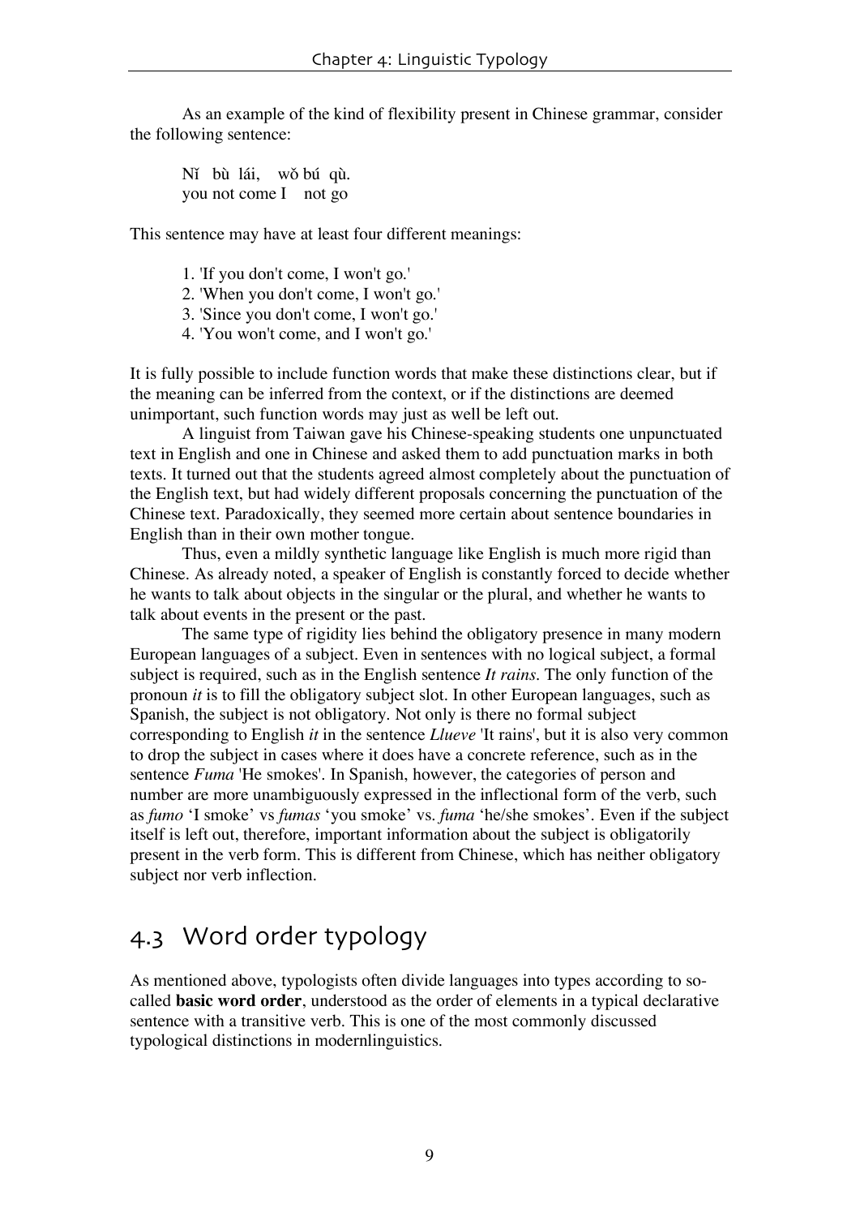As an example of the kind of flexibility present in Chinese grammar, consider the following sentence:

Nǐ bù lái, wǒ bú qù.
you not come I not go

This sentence may have at least four different meanings:

1. 'If you don't come, I won't go.'
2. 'When you don't come, I won't go.'
3. 'Since you don't come, I won't go.'
4. 'You won't come, and I won't go.'

It is fully possible to include function words that make these distinctions clear, but if the meaning can be inferred from the context, or if the distinctions are deemed unimportant, such function words may just as well be left out.

A linguist from Taiwan gave his Chinese-speaking students one unpunctuated text in English and one in Chinese and asked them to add punctuation marks in both texts. It turned out that the students agreed almost completely about the punctuation of the English text, but had widely different proposals concerning the punctuation of the Chinese text. Paradoxically, they seemed more certain about sentence boundaries in English than in their own mother tongue.

Thus, even a mildly synthetic language like English is much more rigid than Chinese. As already noted, a speaker of English is constantly forced to decide whether he wants to talk about objects in the singular or the plural, and whether he wants to talk about events in the present or the past.

The same type of rigidity lies behind the obligatory presence in many modern European languages of a subject. Even in sentences with no logical subject, a formal subject is required, such as in the English sentence *It rains*. The only function of the pronoun *it* is to fill the obligatory subject slot. In other European languages, such as Spanish, the subject is not obligatory. Not only is there no formal subject corresponding to English *it* in the sentence *Llueve* 'It rains', but it is also very common to drop the subject in cases where it does have a concrete reference, such as in the sentence *Fuma* 'He smokes'. In Spanish, however, the categories of person and number are more unambiguously expressed in the inflectional form of the verb, such as *fumo* 'I smoke' vs *fumas* 'you smoke' vs. *fuma* 'he/she smokes'. Even if the subject itself is left out, therefore, important information about the subject is obligatorily present in the verb form. This is different from Chinese, which has neither obligatory subject nor verb inflection.

## 4.3 Word order typology

As mentioned above, typologists often divide languages into types according to so-called **basic word order**, understood as the order of elements in a typical declarative sentence with a transitive verb. This is one of the most commonly discussed typological distinctions in modernlinguistics.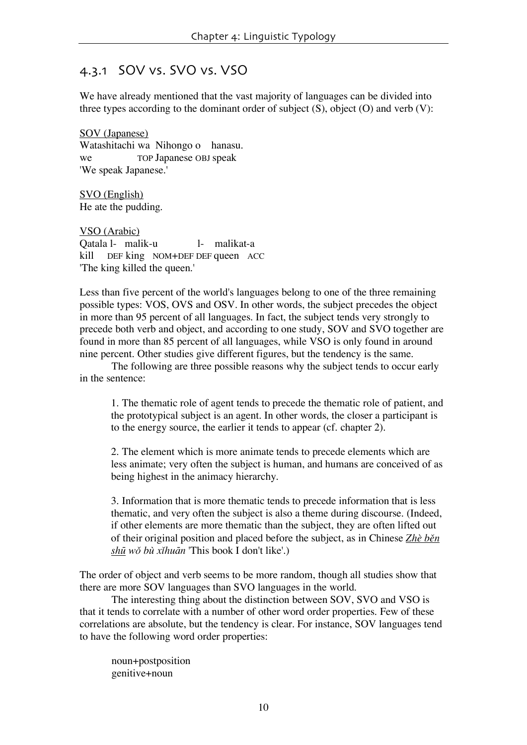### 4.3.1 SOV vs. SVO vs. VSO

We have already mentioned that the vast majority of languages can be divided into three types according to the dominant order of subject (S), object (O) and verb (V):

SOV (Japanese)
Watashitachi wa Nihongo o hanasu.
we TOP Japanese OBJ speak
'We speak Japanese.'

SVO (English)
He ate the pudding.

VSO (Arabic)
Qatala l- malik-u l- malikat-a
kill DEF king NOM+DEF DEF queen ACC
'The king killed the queen.'

Less than five percent of the world's languages belong to one of the three remaining possible types: VOS, OVS and OSV. In other words, the subject precedes the object in more than 95 percent of all languages. In fact, the subject tends very strongly to precede both verb and object, and according to one study, SOV and SVO together are found in more than 85 percent of all languages, while VSO is only found in around nine percent. Other studies give different figures, but the tendency is the same.

The following are three possible reasons why the subject tends to occur early in the sentence:

1. The thematic role of agent tends to precede the thematic role of patient, and the prototypical subject is an agent. In other words, the closer a participant is to the energy source, the earlier it tends to appear (cf. chapter 2).

2. The element which is more animate tends to precede elements which are less animate; very often the subject is human, and humans are conceived of as being highest in the animacy hierarchy.

3. Information that is more thematic tends to precede information that is less thematic, and very often the subject is also a theme during discourse. (Indeed, if other elements are more thematic than the subject, they are often lifted out of their original position and placed before the subject, as in Chinese *Zhè běn shū wǒ bù xǐhuān* 'This book I don't like'.)

The order of object and verb seems to be more random, though all studies show that there are more SOV languages than SVO languages in the world.

The interesting thing about the distinction between SOV, SVO and VSO is that it tends to correlate with a number of other word order properties. Few of these correlations are absolute, but the tendency is clear. For instance, SOV languages tend to have the following word order properties:

noun+postposition
genitive+noun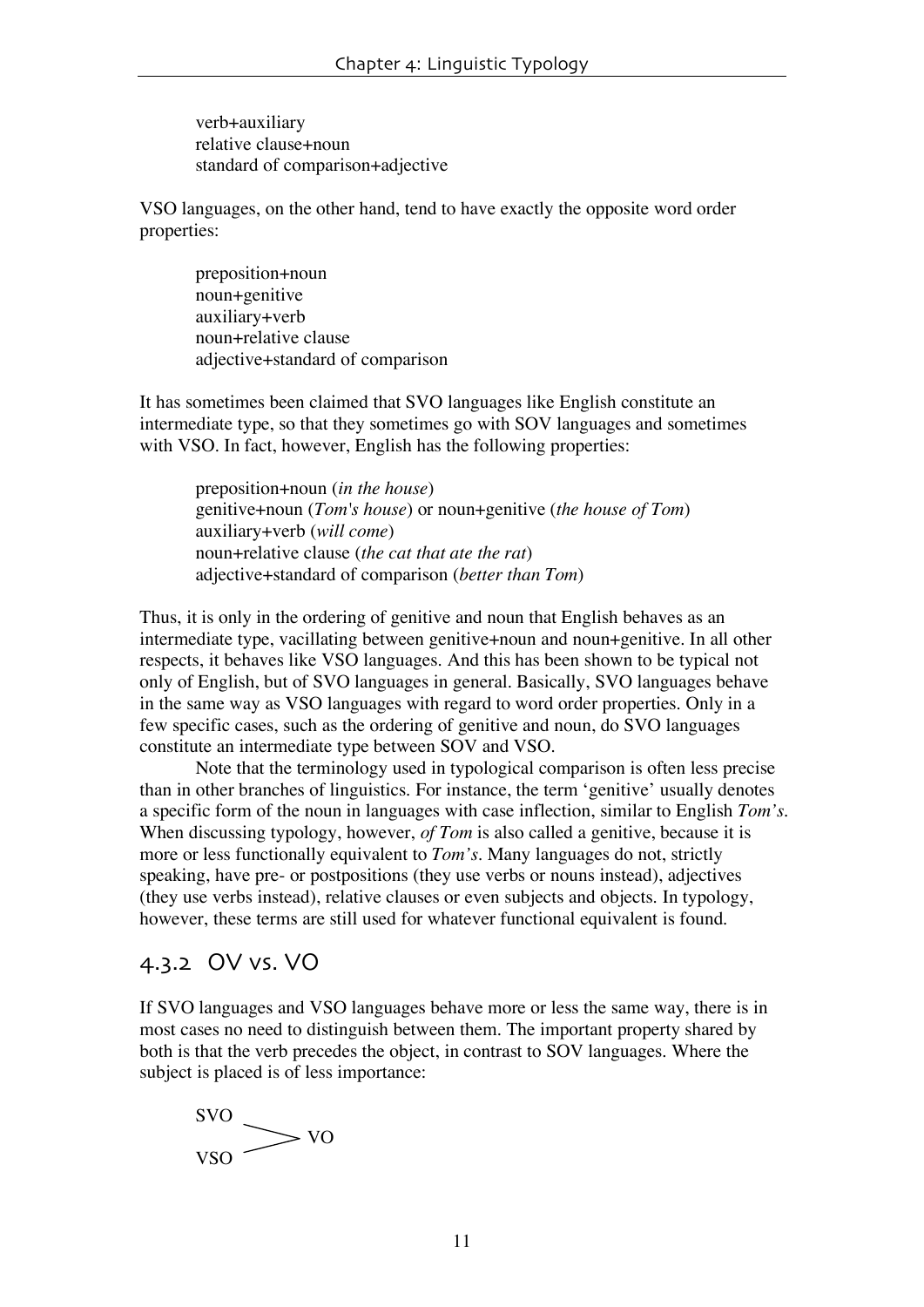verb+auxiliary
relative clause+noun
standard of comparison+adjective

VSO languages, on the other hand, tend to have exactly the opposite word order properties:

preposition+noun
noun+genitive
auxiliary+verb
noun+relative clause
adjective+standard of comparison

It has sometimes been claimed that SVO languages like English constitute an intermediate type, so that they sometimes go with SOV languages and sometimes with VSO. In fact, however, English has the following properties:

preposition+noun (*in the house*)
genitive+noun (*Tom's house*) or noun+genitive (*the house of Tom*)
auxiliary+verb (*will come*)
noun+relative clause (*the cat that ate the rat*)
adjective+standard of comparison (*better than Tom*)

Thus, it is only in the ordering of genitive and noun that English behaves as an intermediate type, vacillating between genitive+noun and noun+genitive. In all other respects, it behaves like VSO languages. And this has been shown to be typical not only of English, but of SVO languages in general. Basically, SVO languages behave in the same way as VSO languages with regard to word order properties. Only in a few specific cases, such as the ordering of genitive and noun, do SVO languages constitute an intermediate type between SOV and VSO.

Note that the terminology used in typological comparison is often less precise than in other branches of linguistics. For instance, the term 'genitive' usually denotes a specific form of the noun in languages with case inflection, similar to English *Tom's*. When discussing typology, however, *of Tom* is also called a genitive, because it is more or less functionally equivalent to *Tom's*. Many languages do not, strictly speaking, have pre- or postpositions (they use verbs or nouns instead), adjectives (they use verbs instead), relative clauses or even subjects and objects. In typology, however, these terms are still used for whatever functional equivalent is found.

## 4.3.2 OV vs. VO

If SVO languages and VSO languages behave more or less the same way, there is in most cases no need to distinguish between them. The important property shared by both is that the verb precedes the object, in contrast to SOV languages. Where the subject is placed is of less importance:

SVO
VSO → VO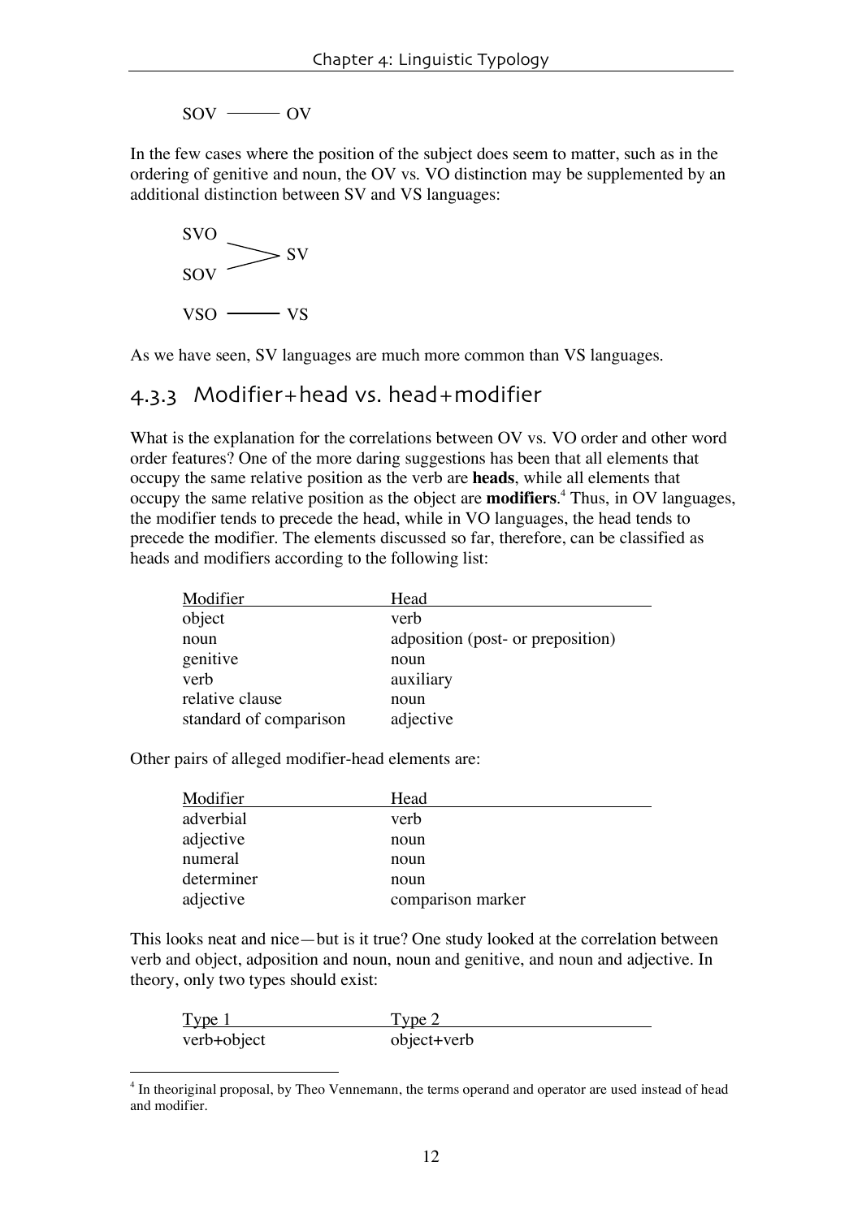SOV ——— OV

In the few cases where the position of the subject does seem to matter, such as in the ordering of genitive and noun, the OV vs. VO distinction may be supplemented by an additional distinction between SV and VS languages:

SVO, SOV > SV

VSO ——— VS

As we have seen, SV languages are much more common than VS languages.

### 4.3.3 Modifier+head vs. head+modifier

What is the explanation for the correlations between OV vs. VO order and other word order features? One of the more daring suggestions has been that all elements that occupy the same relative position as the verb are **heads**, while all elements that occupy the same relative position as the object are **modifiers**.[4] Thus, in OV languages, the modifier tends to precede the head, while in VO languages, the head tends to precede the modifier. The elements discussed so far, therefore, can be classified as heads and modifiers according to the following list:

| Modifier | Head |
|---|---|
| object | verb |
| noun | adposition (post- or preposition) |
| genitive | noun |
| verb | auxiliary |
| relative clause | noun |
| standard of comparison | adjective |

Other pairs of alleged modifier-head elements are:

| Modifier | Head |
|---|---|
| adverbial | verb |
| adjective | noun |
| numeral | noun |
| determiner | noun |
| adjective | comparison marker |

This looks neat and nice—but is it true? One study looked at the correlation between verb and object, adposition and noun, noun and genitive, and noun and adjective. In theory, only two types should exist:

| Type 1 | Type 2 |
|---|---|
| verb+object | object+verb |

[4] In theoriginal proposal, by Theo Vennemann, the terms operand and operator are used instead of head and modifier.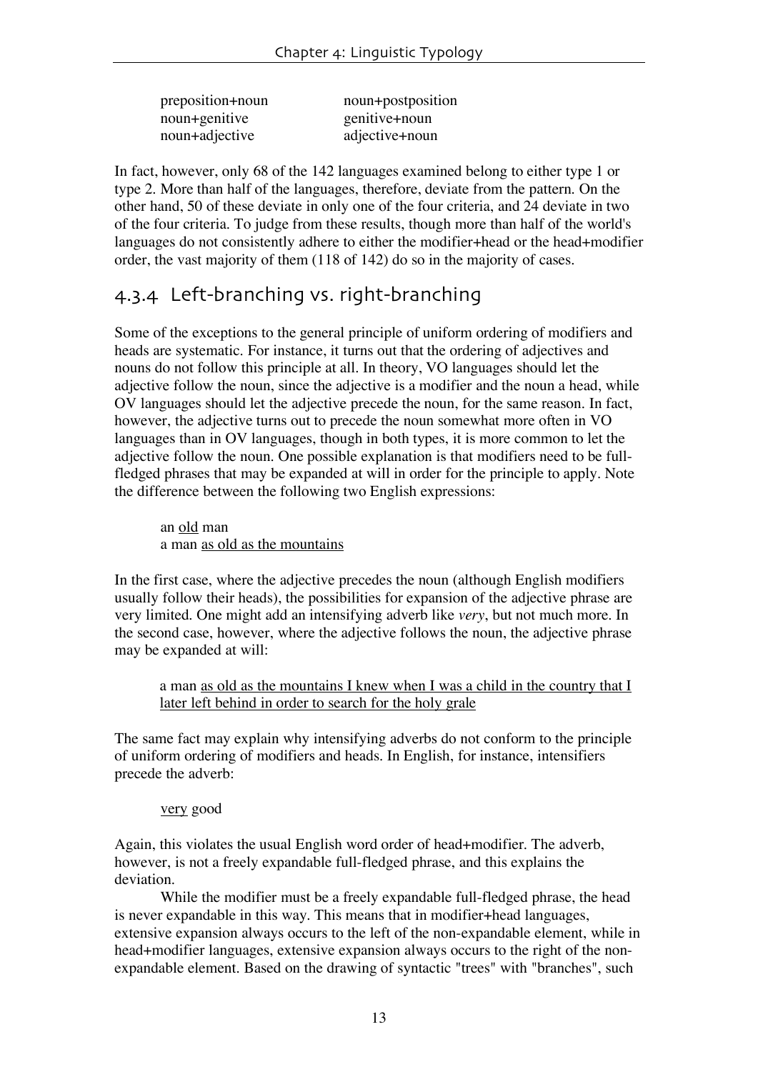| preposition+noun | noun+postposition |
|---|---|
| noun+genitive | genitive+noun |
| noun+adjective | adjective+noun |

In fact, however, only 68 of the 142 languages examined belong to either type 1 or type 2. More than half of the languages, therefore, deviate from the pattern. On the other hand, 50 of these deviate in only one of the four criteria, and 24 deviate in two of the four criteria. To judge from these results, though more than half of the world's languages do not consistently adhere to either the modifier+head or the head+modifier order, the vast majority of them (118 of 142) do so in the majority of cases.

### 4.3.4 Left-branching vs. right-branching

Some of the exceptions to the general principle of uniform ordering of modifiers and heads are systematic. For instance, it turns out that the ordering of adjectives and nouns do not follow this principle at all. In theory, VO languages should let the adjective follow the noun, since the adjective is a modifier and the noun a head, while OV languages should let the adjective precede the noun, for the same reason. In fact, however, the adjective turns out to precede the noun somewhat more often in VO languages than in OV languages, though in both types, it is more common to let the adjective follow the noun. One possible explanation is that modifiers need to be full-fledged phrases that may be expanded at will in order for the principle to apply. Note the difference between the following two English expressions:

> an <u>old</u> man
> a man <u>as old as the mountains</u>

In the first case, where the adjective precedes the noun (although English modifiers usually follow their heads), the possibilities for expansion of the adjective phrase are very limited. One might add an intensifying adverb like *very*, but not much more. In the second case, however, where the adjective follows the noun, the adjective phrase may be expanded at will:

> a man <u>as old as the mountains I knew when I was a child in the country that I later left behind in order to search for the holy grale</u>

The same fact may explain why intensifying adverbs do not conform to the principle of uniform ordering of modifiers and heads. In English, for instance, intensifiers precede the adverb:

> <u>very</u> good

Again, this violates the usual English word order of head+modifier. The adverb, however, is not a freely expandable full-fledged phrase, and this explains the deviation.

While the modifier must be a freely expandable full-fledged phrase, the head is never expandable in this way. This means that in modifier+head languages, extensive expansion always occurs to the left of the non-expandable element, while in head+modifier languages, extensive expansion always occurs to the right of the non-expandable element. Based on the drawing of syntactic "trees" with "branches", such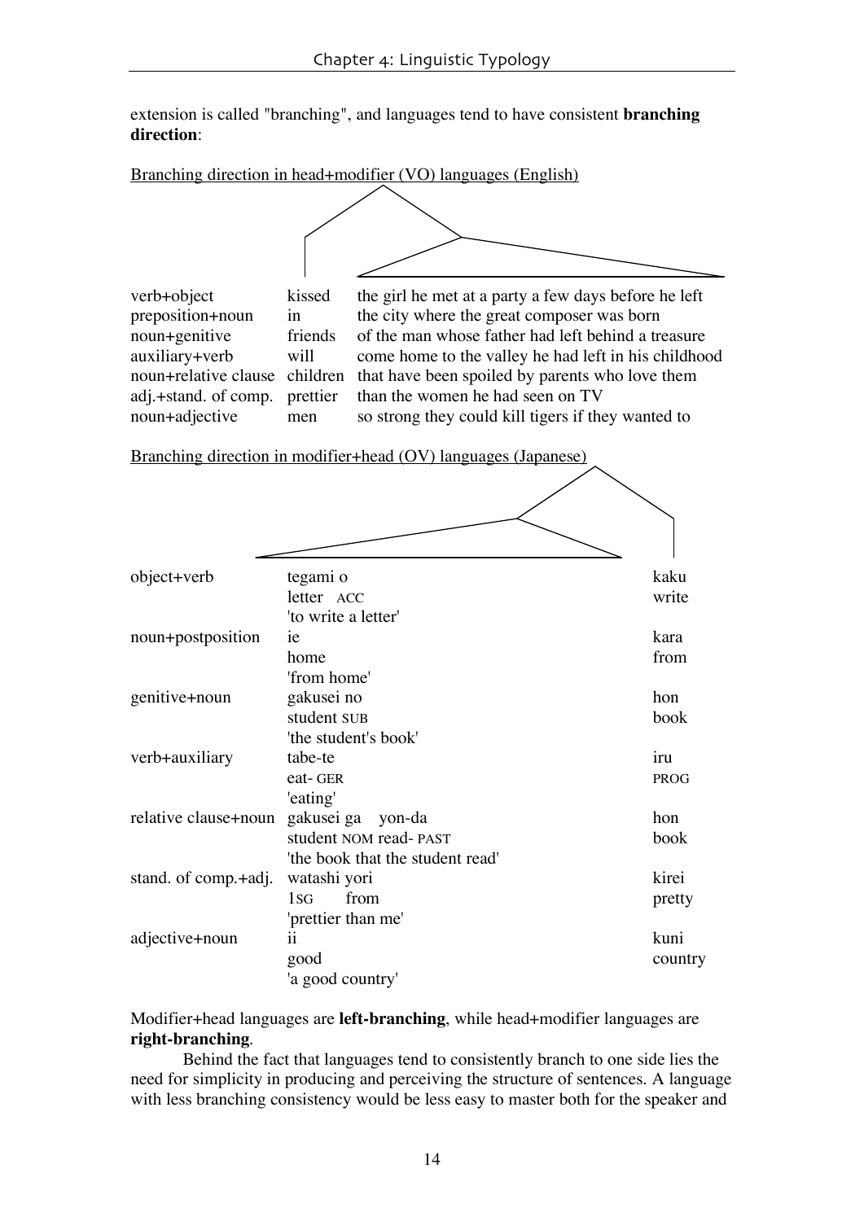extension is called "branching", and languages tend to have consistent **branching direction**:

Branching direction in head+modifier (VO) languages (English)

| | | |
|---|---|---|
| verb+object | kissed | the girl he met at a party a few days before he left |
| preposition+noun | in | the city where the great composer was born |
| noun+genitive | friends | of the man whose father had left behind a treasure |
| auxiliary+verb | will | come home to the valley he had left in his childhood |
| noun+relative clause | children | that have been spoiled by parents who love them |
| adj.+stand. of comp. | prettier | than the women he had seen on TV |
| noun+adjective | men | so strong they could kill tigers if they wanted to |

Branching direction in modifier+head (OV) languages (Japanese)

| | | |
|---|---|---|
| object+verb | tegami o<br>letter ACC<br>'to write a letter' | kaku<br>write |
| noun+postposition | ie<br>home<br>'from home' | kara<br>from |
| genitive+noun | gakusei no<br>student SUB<br>'the student's book' | hon<br>book |
| verb+auxiliary | tabe-te<br>eat- GER<br>'eating' | iru<br>PROG |
| relative clause+noun | gakusei ga yon-da<br>student NOM read- PAST<br>'the book that the student read' | hon<br>book |
| stand. of comp.+adj. | watashi yori<br>1SG from<br>'prettier than me' | kirei<br>pretty |
| adjective+noun | ii<br>good<br>'a good country' | kuni<br>country |

Modifier+head languages are **left-branching**, while head+modifier languages are **right-branching**.

Behind the fact that languages tend to consistently branch to one side lies the need for simplicity in producing and perceiving the structure of sentences. A language with less branching consistency would be less easy to master both for the speaker and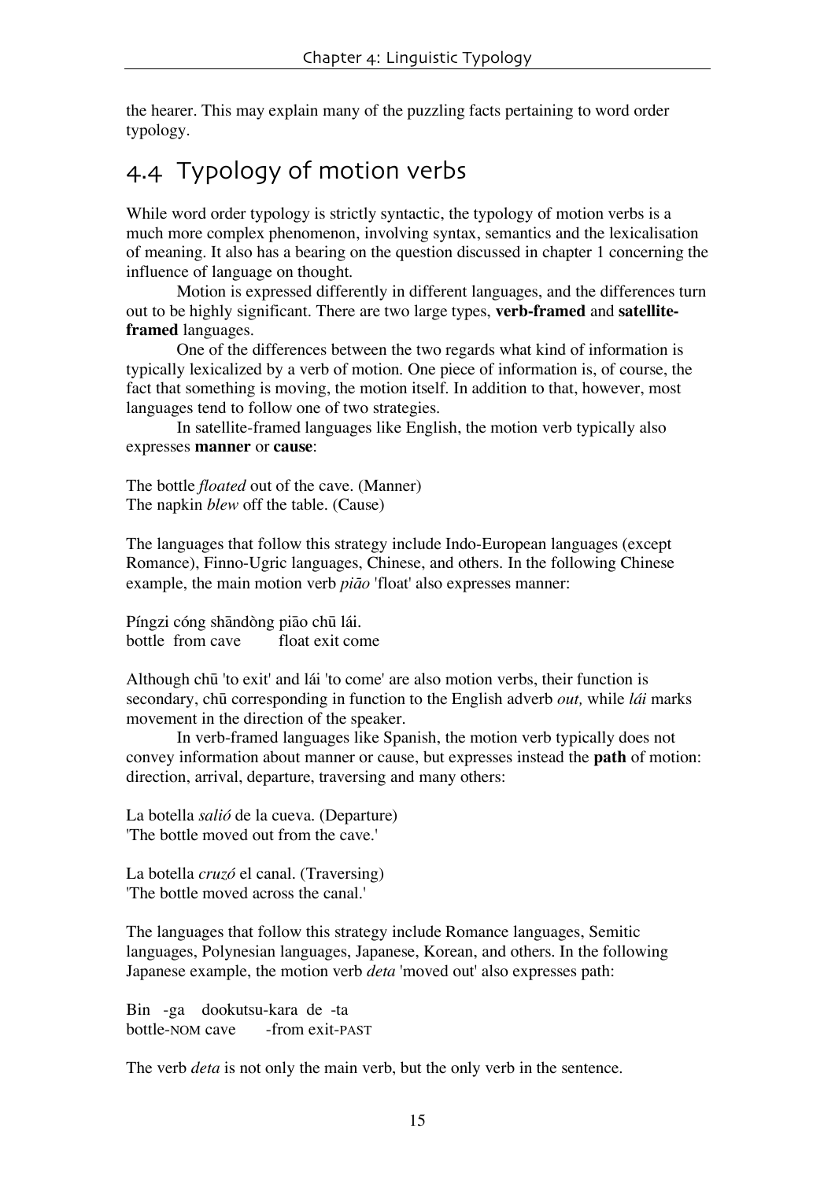the hearer. This may explain many of the puzzling facts pertaining to word order typology.

## 4.4 Typology of motion verbs

While word order typology is strictly syntactic, the typology of motion verbs is a much more complex phenomenon, involving syntax, semantics and the lexicalisation of meaning. It also has a bearing on the question discussed in chapter 1 concerning the influence of language on thought.

Motion is expressed differently in different languages, and the differences turn out to be highly significant. There are two large types, **verb-framed** and **satellite-framed** languages.

One of the differences between the two regards what kind of information is typically lexicalized by a verb of motion. One piece of information is, of course, the fact that something is moving, the motion itself. In addition to that, however, most languages tend to follow one of two strategies.

In satellite-framed languages like English, the motion verb typically also expresses **manner** or **cause**:

The bottle *floated* out of the cave. (Manner)
The napkin *blew* off the table. (Cause)

The languages that follow this strategy include Indo-European languages (except Romance), Finno-Ugric languages, Chinese, and others. In the following Chinese example, the main motion verb *piāo* 'float' also expresses manner:

Píngzi cóng shāndòng piāo chū lái.
bottle from cave float exit come

Although chū 'to exit' and lái 'to come' are also motion verbs, their function is secondary, chū corresponding in function to the English adverb *out,* while *lái* marks movement in the direction of the speaker.

In verb-framed languages like Spanish, the motion verb typically does not convey information about manner or cause, but expresses instead the **path** of motion: direction, arrival, departure, traversing and many others:

La botella *salió* de la cueva. (Departure)
'The bottle moved out from the cave.'

La botella *cruzó* el canal. (Traversing)
'The bottle moved across the canal.'

The languages that follow this strategy include Romance languages, Semitic languages, Polynesian languages, Japanese, Korean, and others. In the following Japanese example, the motion verb *deta* 'moved out' also expresses path:

Bin -ga dookutsu-kara de -ta
bottle-NOM cave -from exit-PAST

The verb *deta* is not only the main verb, but the only verb in the sentence.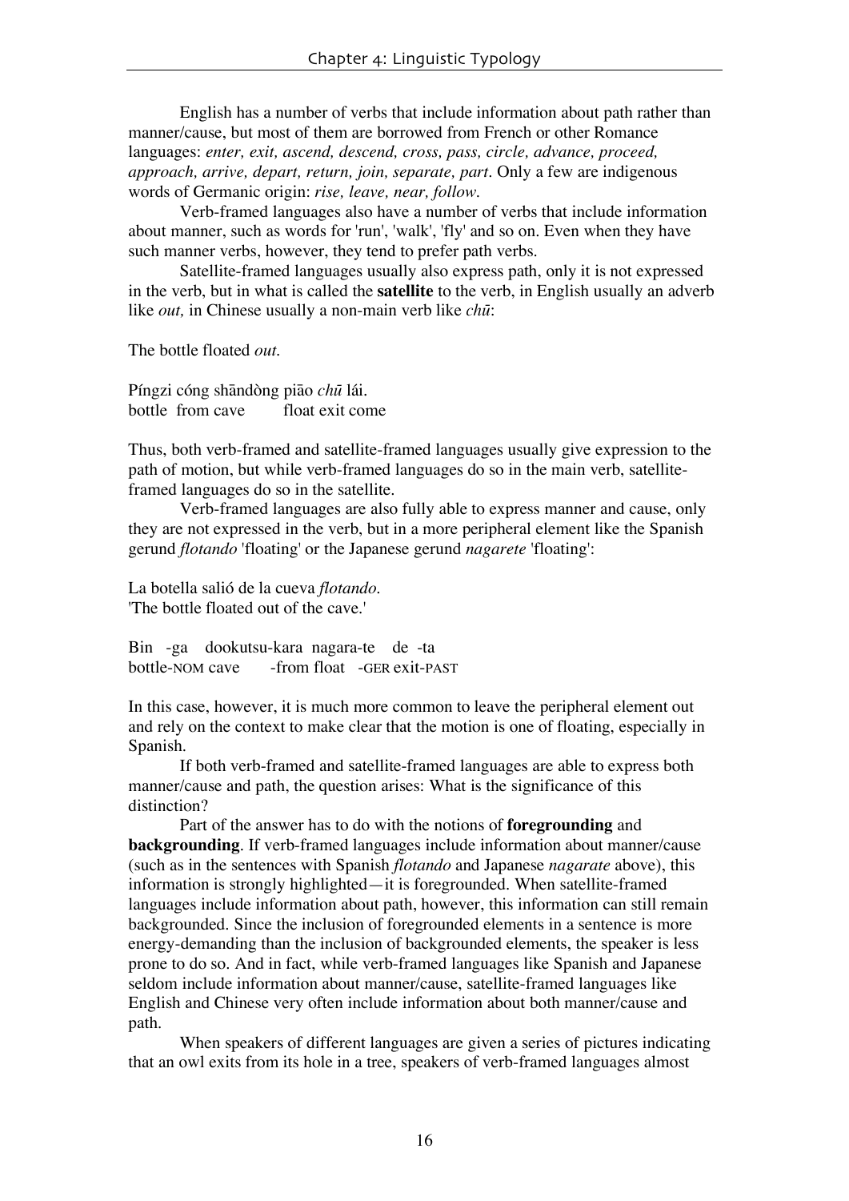English has a number of verbs that include information about path rather than manner/cause, but most of them are borrowed from French or other Romance languages: *enter, exit, ascend, descend, cross, pass, circle, advance, proceed, approach, arrive, depart, return, join, separate, part*. Only a few are indigenous words of Germanic origin: *rise, leave, near, follow*.

Verb-framed languages also have a number of verbs that include information about manner, such as words for 'run', 'walk', 'fly' and so on. Even when they have such manner verbs, however, they tend to prefer path verbs.

Satellite-framed languages usually also express path, only it is not expressed in the verb, but in what is called the **satellite** to the verb, in English usually an adverb like *out,* in Chinese usually a non-main verb like *chū*:

The bottle floated *out.*

Píngzi cóng shāndòng piāo *chū* lái.
bottle from cave float exit come

Thus, both verb-framed and satellite-framed languages usually give expression to the path of motion, but while verb-framed languages do so in the main verb, satellite-framed languages do so in the satellite.

Verb-framed languages are also fully able to express manner and cause, only they are not expressed in the verb, but in a more peripheral element like the Spanish gerund *flotando* 'floating' or the Japanese gerund *nagarete* 'floating':

La botella salió de la cueva *flotando.*
'The bottle floated out of the cave.'

Bin -ga dookutsu-kara nagara-te de -ta
bottle-NOM cave -from float -GER exit-PAST

In this case, however, it is much more common to leave the peripheral element out and rely on the context to make clear that the motion is one of floating, especially in Spanish.

If both verb-framed and satellite-framed languages are able to express both manner/cause and path, the question arises: What is the significance of this distinction?

Part of the answer has to do with the notions of **foregrounding** and **backgrounding**. If verb-framed languages include information about manner/cause (such as in the sentences with Spanish *flotando* and Japanese *nagarate* above), this information is strongly highlighted—it is foregrounded. When satellite-framed languages include information about path, however, this information can still remain backgrounded. Since the inclusion of foregrounded elements in a sentence is more energy-demanding than the inclusion of backgrounded elements, the speaker is less prone to do so. And in fact, while verb-framed languages like Spanish and Japanese seldom include information about manner/cause, satellite-framed languages like English and Chinese very often include information about both manner/cause and path.

When speakers of different languages are given a series of pictures indicating that an owl exits from its hole in a tree, speakers of verb-framed languages almost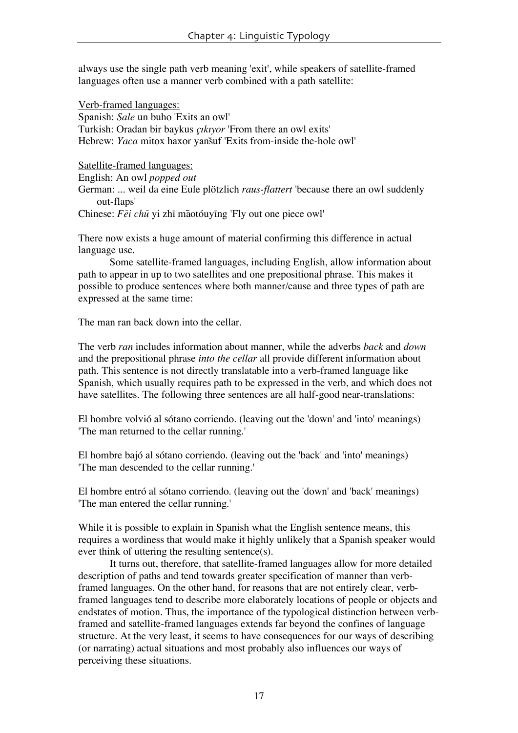always use the single path verb meaning 'exit', while speakers of satellite-framed languages often use a manner verb combined with a path satellite:

<u>Verb-framed languages:</u>
Spanish: *Sale* un buho 'Exits an owl'
Turkish: Oradan bir baykus *çıkıyor* 'From there an owl exits'
Hebrew: *Yaca* mitox haxor yanšuf 'Exits from-inside the-hole owl'

<u>Satellite-framed languages:</u>
English: An owl *popped out*
German: ... weil da eine Eule plötzlich *raus-flattert* 'because there an owl suddenly out-flaps'
Chinese: *Fēi chū* yi zhī māotóuyīng 'Fly out one piece owl'

There now exists a huge amount of material confirming this difference in actual language use.

Some satellite-framed languages, including English, allow information about path to appear in up to two satellites and one prepositional phrase. This makes it possible to produce sentences where both manner/cause and three types of path are expressed at the same time:

The man ran back down into the cellar.

The verb *ran* includes information about manner, while the adverbs *back* and *down* and the prepositional phrase *into the cellar* all provide different information about path. This sentence is not directly translatable into a verb-framed language like Spanish, which usually requires path to be expressed in the verb, and which does not have satellites. The following three sentences are all half-good near-translations:

El hombre volvió al sótano corriendo. (leaving out the 'down' and 'into' meanings)
'The man returned to the cellar running.'

El hombre bajó al sótano corriendo. (leaving out the 'back' and 'into' meanings)
'The man descended to the cellar running.'

El hombre entró al sótano corriendo. (leaving out the 'down' and 'back' meanings)
'The man entered the cellar running.'

While it is possible to explain in Spanish what the English sentence means, this requires a wordiness that would make it highly unlikely that a Spanish speaker would ever think of uttering the resulting sentence(s).

It turns out, therefore, that satellite-framed languages allow for more detailed description of paths and tend towards greater specification of manner than verb-framed languages. On the other hand, for reasons that are not entirely clear, verb-framed languages tend to describe more elaborately locations of people or objects and endstates of motion. Thus, the importance of the typological distinction between verb-framed and satellite-framed languages extends far beyond the confines of language structure. At the very least, it seems to have consequences for our ways of describing (or narrating) actual situations and most probably also influences our ways of perceiving these situations.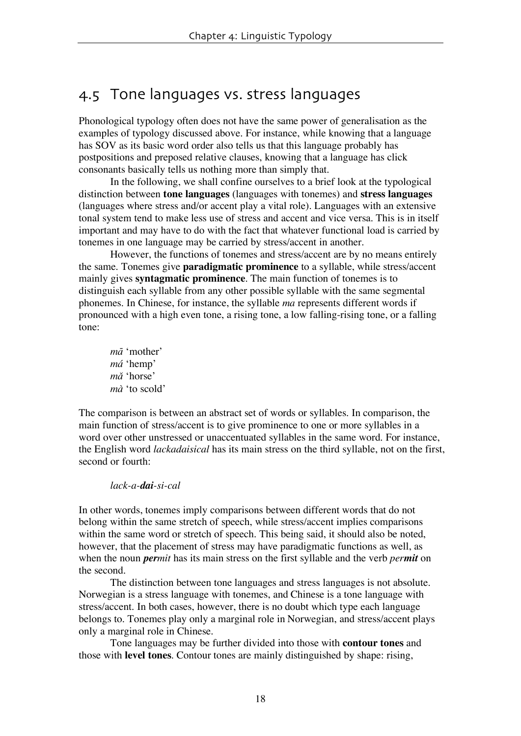## 4.5 Tone languages vs. stress languages

Phonological typology often does not have the same power of generalisation as the examples of typology discussed above. For instance, while knowing that a language has SOV as its basic word order also tells us that this language probably has postpositions and preposed relative clauses, knowing that a language has click consonants basically tells us nothing more than simply that.

In the following, we shall confine ourselves to a brief look at the typological distinction between **tone languages** (languages with tonemes) and **stress languages** (languages where stress and/or accent play a vital role). Languages with an extensive tonal system tend to make less use of stress and accent and vice versa. This is in itself important and may have to do with the fact that whatever functional load is carried by tonemes in one language may be carried by stress/accent in another.

However, the functions of tonemes and stress/accent are by no means entirely the same. Tonemes give **paradigmatic prominence** to a syllable, while stress/accent mainly gives **syntagmatic prominence**. The main function of tonemes is to distinguish each syllable from any other possible syllable with the same segmental phonemes. In Chinese, for instance, the syllable *ma* represents different words if pronounced with a high even tone, a rising tone, a low falling-rising tone, or a falling tone:

> *mā* 'mother'
> *má* 'hemp'
> *mǎ* 'horse'
> *mà* 'to scold'

The comparison is between an abstract set of words or syllables. In comparison, the main function of stress/accent is to give prominence to one or more syllables in a word over other unstressed or unaccentuated syllables in the same word. For instance, the English word *lackadaisical* has its main stress on the third syllable, not on the first, second or fourth:

> *lack-a-**dai**-si-cal*

In other words, tonemes imply comparisons between different words that do not belong within the same stretch of speech, while stress/accent implies comparisons within the same word or stretch of speech. This being said, it should also be noted, however, that the placement of stress may have paradigmatic functions as well, as when the noun ***per**mit* has its main stress on the first syllable and the verb *per**mit*** on the second.

The distinction between tone languages and stress languages is not absolute. Norwegian is a stress language with tonemes, and Chinese is a tone language with stress/accent. In both cases, however, there is no doubt which type each language belongs to. Tonemes play only a marginal role in Norwegian, and stress/accent plays only a marginal role in Chinese.

Tone languages may be further divided into those with **contour tones** and those with **level tones**. Contour tones are mainly distinguished by shape: rising,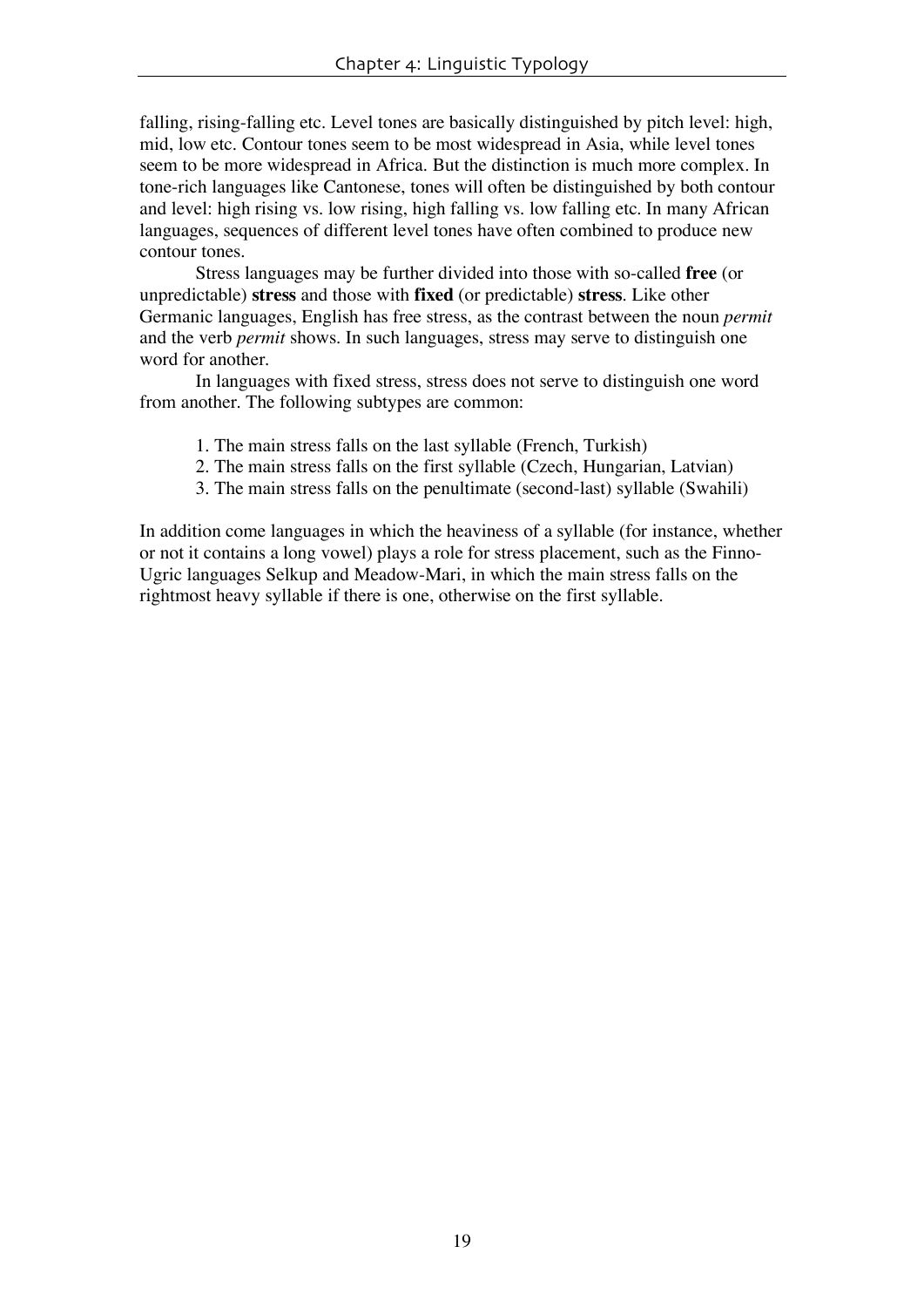falling, rising-falling etc. Level tones are basically distinguished by pitch level: high, mid, low etc. Contour tones seem to be most widespread in Asia, while level tones seem to be more widespread in Africa. But the distinction is much more complex. In tone-rich languages like Cantonese, tones will often be distinguished by both contour and level: high rising vs. low rising, high falling vs. low falling etc. In many African languages, sequences of different level tones have often combined to produce new contour tones.

Stress languages may be further divided into those with so-called **free** (or unpredictable) **stress** and those with **fixed** (or predictable) **stress**. Like other Germanic languages, English has free stress, as the contrast between the noun *permit* and the verb *permit* shows. In such languages, stress may serve to distinguish one word for another.

In languages with fixed stress, stress does not serve to distinguish one word from another. The following subtypes are common:

1. The main stress falls on the last syllable (French, Turkish)
2. The main stress falls on the first syllable (Czech, Hungarian, Latvian)
3. The main stress falls on the penultimate (second-last) syllable (Swahili)

In addition come languages in which the heaviness of a syllable (for instance, whether or not it contains a long vowel) plays a role for stress placement, such as the Finno-Ugric languages Selkup and Meadow-Mari, in which the main stress falls on the rightmost heavy syllable if there is one, otherwise on the first syllable.